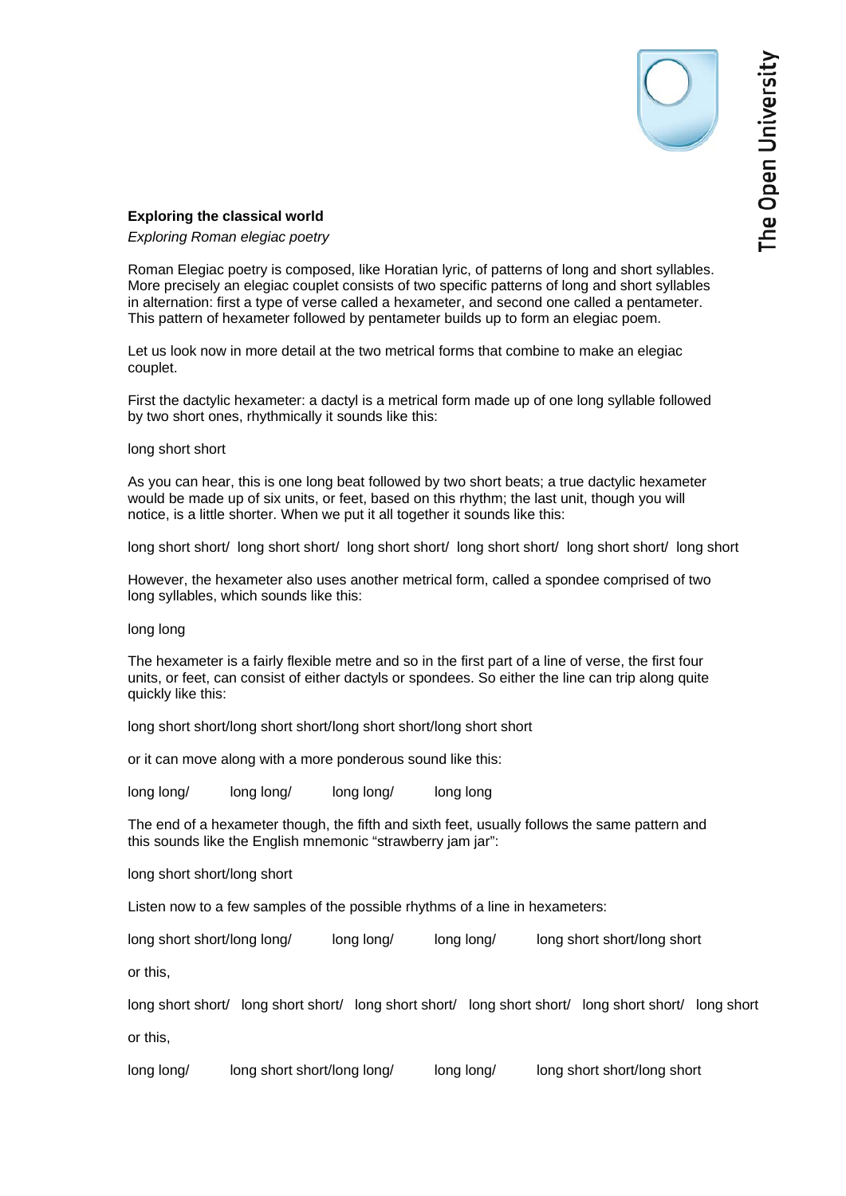**Exploring the classical world**

*Exploring Roman elegiac poetry*

Roman Elegiac poetry is composed, like Horatian lyric, of patterns of long and short syllables. More precisely an elegiac couplet consists of two specific patterns of long and short syllables in alternation: first a type of verse called a hexameter, and second one called a pentameter. This pattern of hexameter followed by pentameter builds up to form an elegiac poem.

Let us look now in more detail at the two metrical forms that combine to make an elegiac couplet.

First the dactylic hexameter: a dactyl is a metrical form made up of one long syllable followed by two short ones, rhythmically it sounds like this:

long short short

As you can hear, this is one long beat followed by two short beats; a true dactylic hexameter would be made up of six units, or feet, based on this rhythm; the last unit, though you will notice, is a little shorter. When we put it all together it sounds like this:

long short short/ long short short/ long short short/ long short short/ long short short/ long short

However, the hexameter also uses another metrical form, called a spondee comprised of two long syllables, which sounds like this:

long long

The hexameter is a fairly flexible metre and so in the first part of a line of verse, the first four units, or feet, can consist of either dactyls or spondees. So either the line can trip along quite quickly like this:

long short short/long short short/long short short/long short short

or it can move along with a more ponderous sound like this:

long long/ long long/ long long/ long long

The end of a hexameter though, the fifth and sixth feet, usually follows the same pattern and this sounds like the English mnemonic “strawberry jam jar”:

long short short/long short

Listen now to a few samples of the possible rhythms of a line in hexameters:

long short short/long long/ long long/ long long/ long short short/long short

or this,

long short short/ long short short/ long short short/ long short short/ long short short/ long short

or this,

long long/ long short short/long long/ long long/ long short short/long short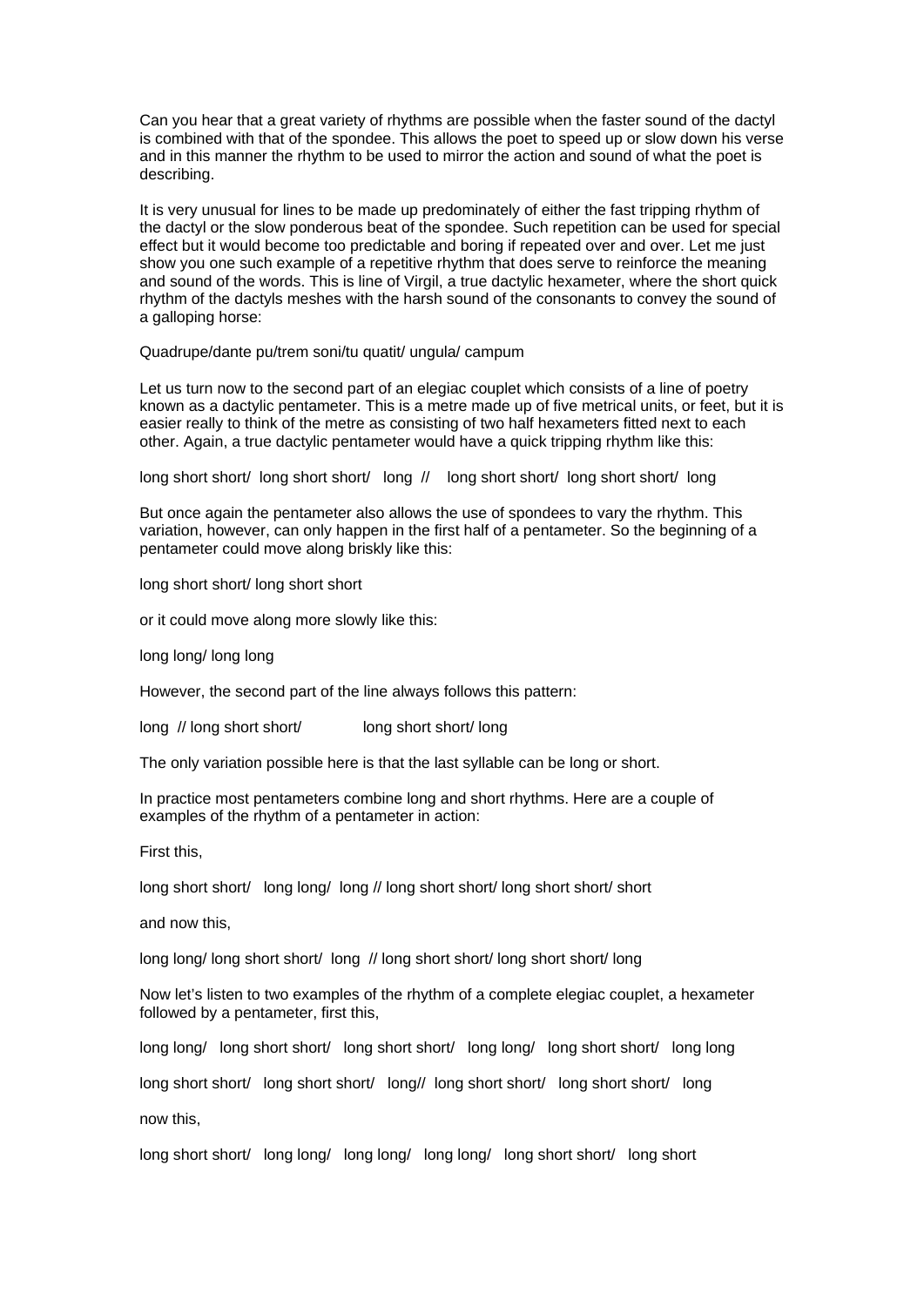Can you hear that a great variety of rhythms are possible when the faster sound of the dactyl is combined with that of the spondee. This allows the poet to speed up or slow down his verse and in this manner the rhythm to be used to mirror the action and sound of what the poet is describing.

It is very unusual for lines to be made up predominately of either the fast tripping rhythm of the dactyl or the slow ponderous beat of the spondee. Such repetition can be used for special effect but it would become too predictable and boring if repeated over and over. Let me just show you one such example of a repetitive rhythm that does serve to reinforce the meaning and sound of the words. This is line of Virgil, a true dactylic hexameter, where the short quick rhythm of the dactyls meshes with the harsh sound of the consonants to convey the sound of a galloping horse:

Quadrupe/dante pu/trem soni/tu quatit/ ungula/ campum

Let us turn now to the second part of an elegiac couplet which consists of a line of poetry known as a dactylic pentameter. This is a metre made up of five metrical units, or feet, but it is easier really to think of the metre as consisting of two half hexameters fitted next to each other. Again, a true dactylic pentameter would have a quick tripping rhythm like this:

long short short/ long short short/ long // long short short/ long short short/ long

But once again the pentameter also allows the use of spondees to vary the rhythm. This variation, however, can only happen in the first half of a pentameter. So the beginning of a pentameter could move along briskly like this:

long short short/ long short short

or it could move along more slowly like this:

long long/ long long

However, the second part of the line always follows this pattern:

long // long short short/ long short short/ long

The only variation possible here is that the last syllable can be long or short.

In practice most pentameters combine long and short rhythms. Here are a couple of examples of the rhythm of a pentameter in action:

First this,

long short short/ long long/ long // long short short/ long short short/ short

and now this,

long long/ long short short/ long // long short short/ long short short/ long

Now let's listen to two examples of the rhythm of a complete elegiac couplet, a hexameter followed by a pentameter, first this,

long long/ long short short/ long short short/ long long/ long short short/ long long

long short short/ long short short/ long// long short short/ long short short/ long

now this,

long short short/ long long/ long long/ long long/ long short short/ long short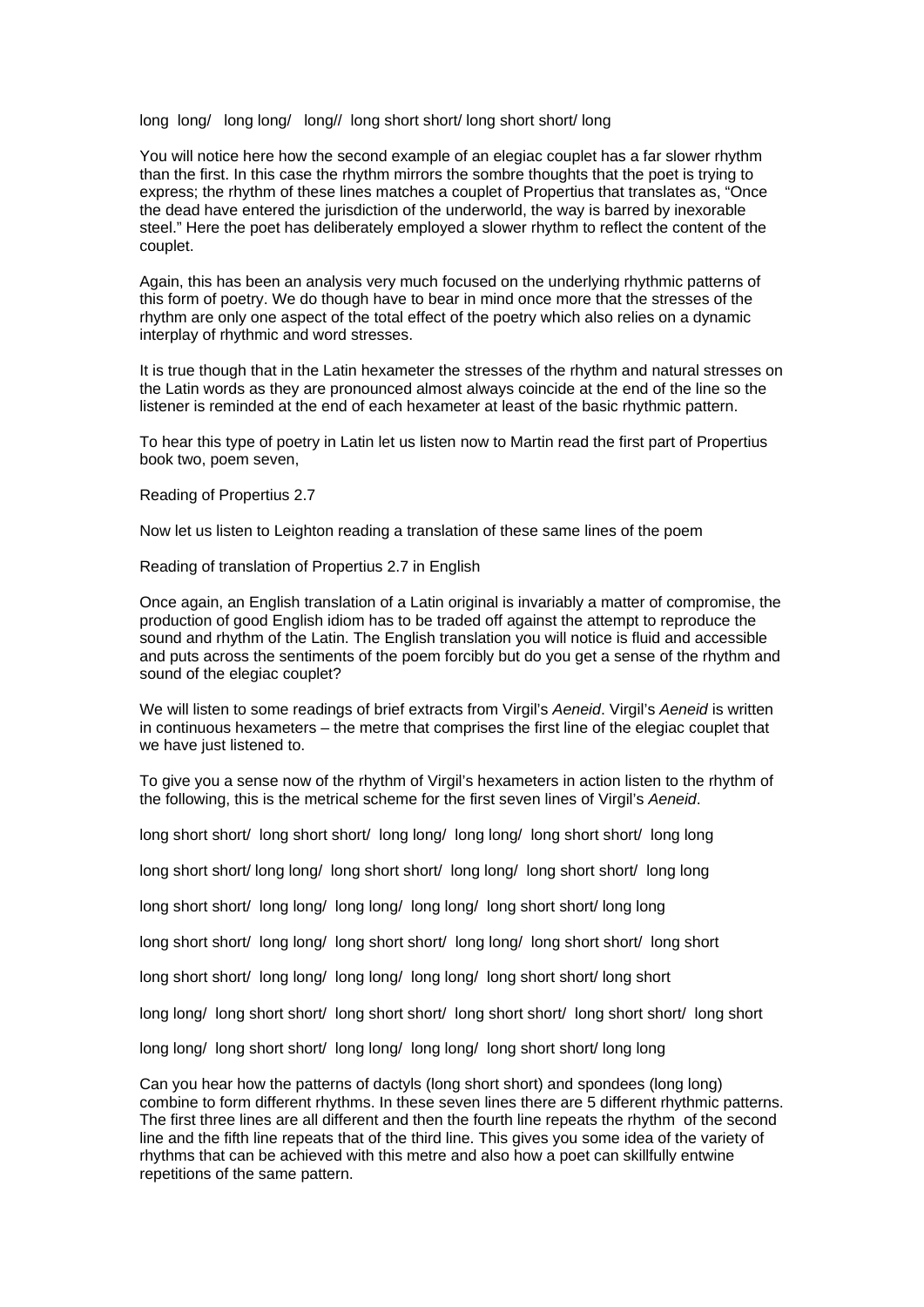long long/ long long/ long// long short short/ long short short/ long

You will notice here how the second example of an elegiac couplet has a far slower rhythm than the first. In this case the rhythm mirrors the sombre thoughts that the poet is trying to express; the rhythm of these lines matches a couplet of Propertius that translates as, "Once the dead have entered the jurisdiction of the underworld, the way is barred by inexorable steel." Here the poet has deliberately employed a slower rhythm to reflect the content of the couplet.

Again, this has been an analysis very much focused on the underlying rhythmic patterns of this form of poetry. We do though have to bear in mind once more that the stresses of the rhythm are only one aspect of the total effect of the poetry which also relies on a dynamic interplay of rhythmic and word stresses.

It is true though that in the Latin hexameter the stresses of the rhythm and natural stresses on the Latin words as they are pronounced almost always coincide at the end of the line so the listener is reminded at the end of each hexameter at least of the basic rhythmic pattern.

To hear this type of poetry in Latin let us listen now to Martin read the first part of Propertius book two, poem seven,

Reading of Propertius 2.7

Now let us listen to Leighton reading a translation of these same lines of the poem

Reading of translation of Propertius 2.7 in English

Once again, an English translation of a Latin original is invariably a matter of compromise, the production of good English idiom has to be traded off against the attempt to reproduce the sound and rhythm of the Latin. The English translation you will notice is fluid and accessible and puts across the sentiments of the poem forcibly but do you get a sense of the rhythm and sound of the elegiac couplet?

We will listen to some readings of brief extracts from Virgil's *Aeneid*. Virgil's *Aeneid* is written in continuous hexameters – the metre that comprises the first line of the elegiac couplet that we have just listened to.

To give you a sense now of the rhythm of Virgil's hexameters in action listen to the rhythm of the following, this is the metrical scheme for the first seven lines of Virgil's *Aeneid*.

long short short/ long short short/ long long/ long long/ long short short/ long long

long short short/ long long/ long short short/ long long/ long short short/ long long

long short short/ long long/ long long/ long long/ long short short/ long long

long short short/ long long/ long short short/ long long/ long short short/ long short

long short short/ long long/ long long/ long long/ long short short/ long short

long long/ long short short/ long short short/ long short short/ long short short/ long short

long long/ long short short/ long long/ long long/ long short short/ long long

Can you hear how the patterns of dactyls (long short short) and spondees (long long) combine to form different rhythms. In these seven lines there are 5 different rhythmic patterns. The first three lines are all different and then the fourth line repeats the rhythm of the second line and the fifth line repeats that of the third line. This gives you some idea of the variety of rhythms that can be achieved with this metre and also how a poet can skillfully entwine repetitions of the same pattern.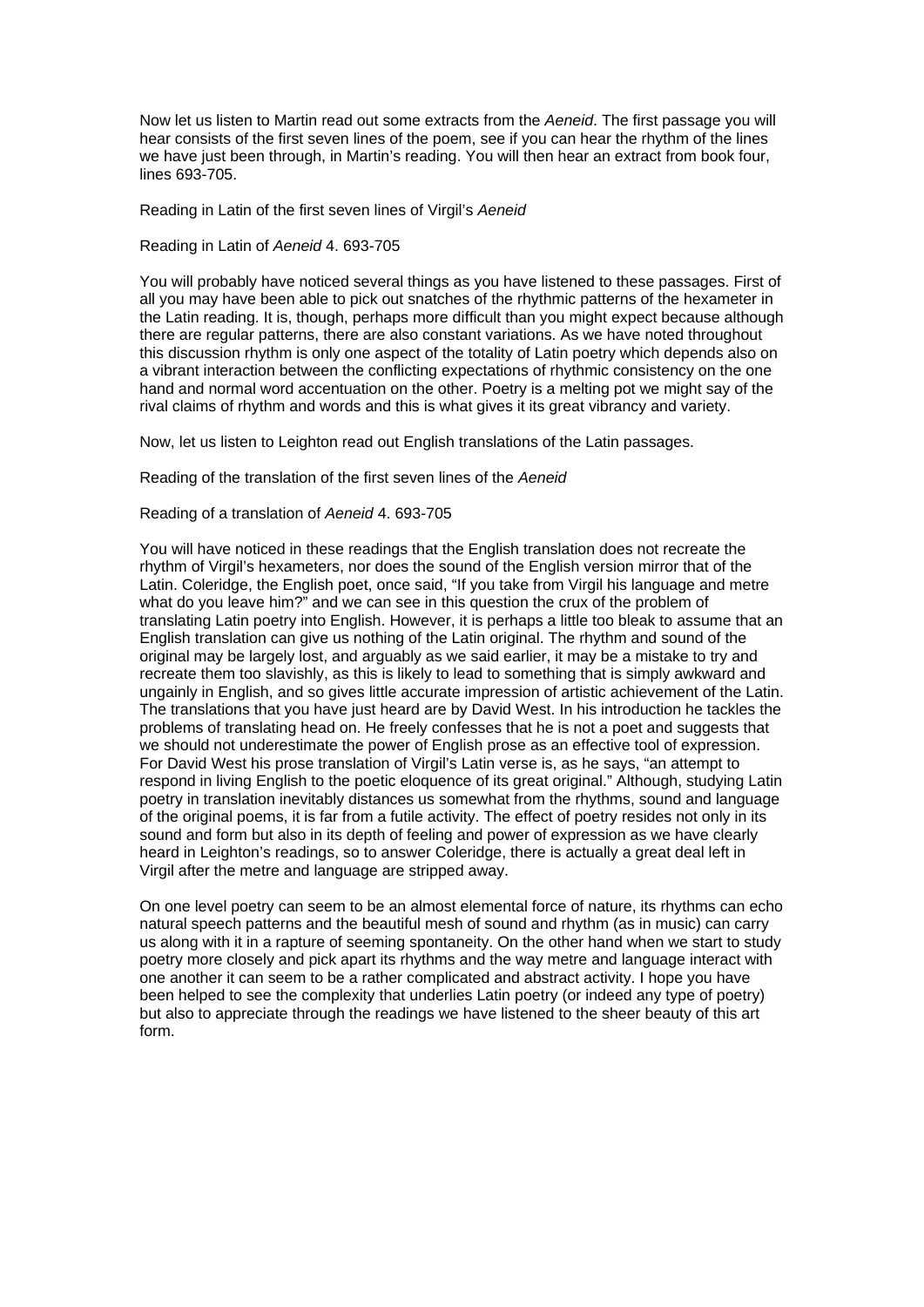Now let us listen to Martin read out some extracts from the *Aeneid*. The first passage you will hear consists of the first seven lines of the poem, see if you can hear the rhythm of the lines we have just been through, in Martin's reading. You will then hear an extract from book four, lines 693-705.

Reading in Latin of the first seven lines of Virgil's *Aeneid*

Reading in Latin of *Aeneid* 4. 693-705

You will probably have noticed several things as you have listened to these passages. First of all you may have been able to pick out snatches of the rhythmic patterns of the hexameter in the Latin reading. It is, though, perhaps more difficult than you might expect because although there are regular patterns, there are also constant variations. As we have noted throughout this discussion rhythm is only one aspect of the totality of Latin poetry which depends also on a vibrant interaction between the conflicting expectations of rhythmic consistency on the one hand and normal word accentuation on the other. Poetry is a melting pot we might say of the rival claims of rhythm and words and this is what gives it its great vibrancy and variety.

Now, let us listen to Leighton read out English translations of the Latin passages.

Reading of the translation of the first seven lines of the *Aeneid*

Reading of a translation of *Aeneid* 4. 693-705

You will have noticed in these readings that the English translation does not recreate the rhythm of Virgil's hexameters, nor does the sound of the English version mirror that of the Latin. Coleridge, the English poet, once said, "If you take from Virgil his language and metre what do you leave him?" and we can see in this question the crux of the problem of translating Latin poetry into English. However, it is perhaps a little too bleak to assume that an English translation can give us nothing of the Latin original. The rhythm and sound of the original may be largely lost, and arguably as we said earlier, it may be a mistake to try and recreate them too slavishly, as this is likely to lead to something that is simply awkward and ungainly in English, and so gives little accurate impression of artistic achievement of the Latin. The translations that you have just heard are by David West. In his introduction he tackles the problems of translating head on. He freely confesses that he is not a poet and suggests that we should not underestimate the power of English prose as an effective tool of expression. For David West his prose translation of Virgil's Latin verse is, as he says, "an attempt to respond in living English to the poetic eloquence of its great original." Although, studying Latin poetry in translation inevitably distances us somewhat from the rhythms, sound and language of the original poems, it is far from a futile activity. The effect of poetry resides not only in its sound and form but also in its depth of feeling and power of expression as we have clearly heard in Leighton's readings, so to answer Coleridge, there is actually a great deal left in Virgil after the metre and language are stripped away.

On one level poetry can seem to be an almost elemental force of nature, its rhythms can echo natural speech patterns and the beautiful mesh of sound and rhythm (as in music) can carry us along with it in a rapture of seeming spontaneity. On the other hand when we start to study poetry more closely and pick apart its rhythms and the way metre and language interact with one another it can seem to be a rather complicated and abstract activity. I hope you have been helped to see the complexity that underlies Latin poetry (or indeed any type of poetry) but also to appreciate through the readings we have listened to the sheer beauty of this art form.